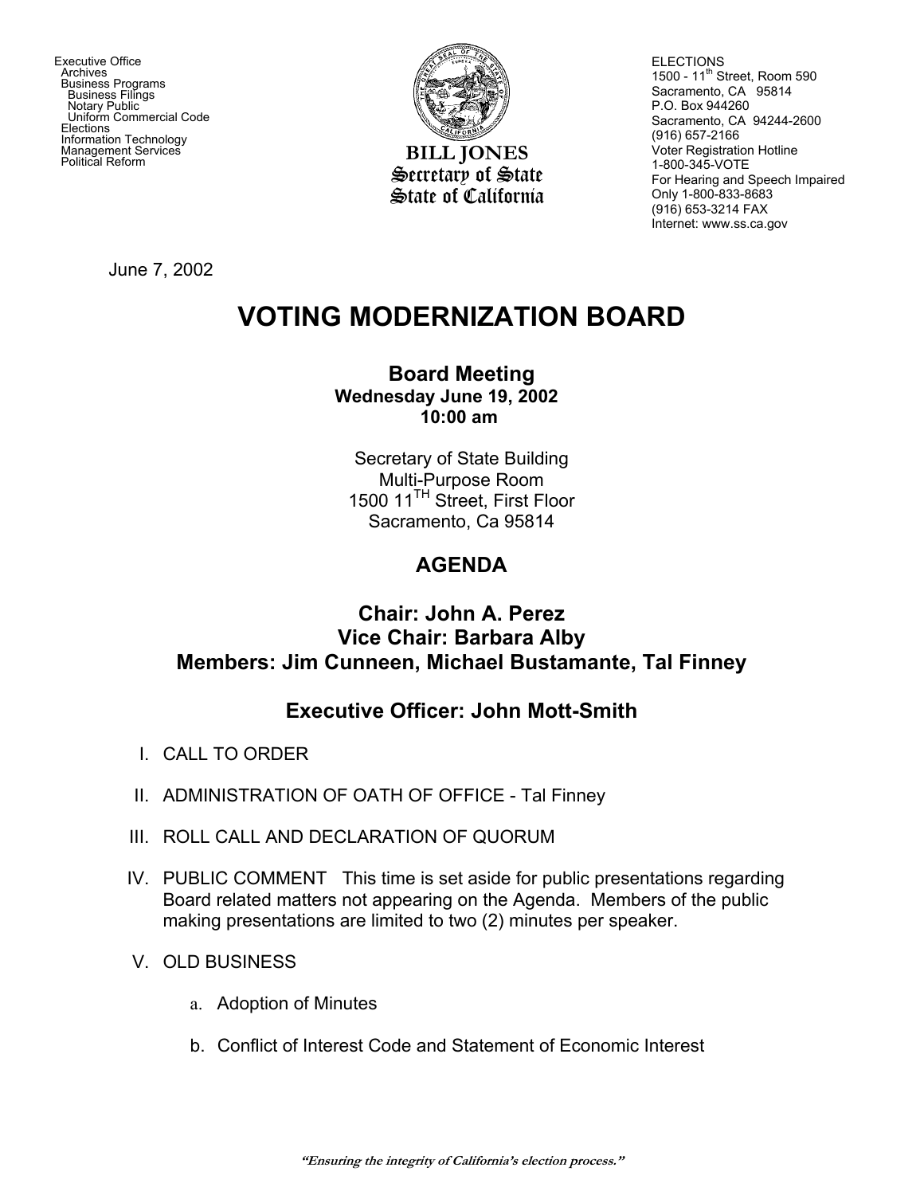Executive Office
Archives
Business Programs
Business Filings
Notary Public
Uniform Commercial Code
Elections
Information Technology
Management Services
Political Reform

**BILL JONES**
**Secretary of State**
**State of California**

ELECTIONS
1500 - 11th Street, Room 590
Sacramento, CA 95814
P.O. Box 944260
Sacramento, CA 94244-2600
(916) 657-2166
Voter Registration Hotline
1-800-345-VOTE
For Hearing and Speech Impaired
Only 1-800-833-8683
(916) 653-3214 FAX
Internet: www.ss.ca.gov

June 7, 2002

# VOTING MODERNIZATION BOARD

## Board Meeting

**Wednesday June 19, 2002**
**10:00 am**

Secretary of State Building
Multi-Purpose Room
1500 11TH Street, First Floor
Sacramento, Ca 95814

## AGENDA

### Chair: John A. Perez
### Vice Chair: Barbara Alby
### Members: Jim Cunneen, Michael Bustamante, Tal Finney

### Executive Officer: John Mott-Smith

I. CALL TO ORDER

II. ADMINISTRATION OF OATH OF OFFICE - Tal Finney

III. ROLL CALL AND DECLARATION OF QUORUM

IV. PUBLIC COMMENT This time is set aside for public presentations regarding Board related matters not appearing on the Agenda. Members of the public making presentations are limited to two (2) minutes per speaker.

V. OLD BUSINESS

   a. Adoption of Minutes

   b. Conflict of Interest Code and Statement of Economic Interest

*"Ensuring the integrity of California's election process."*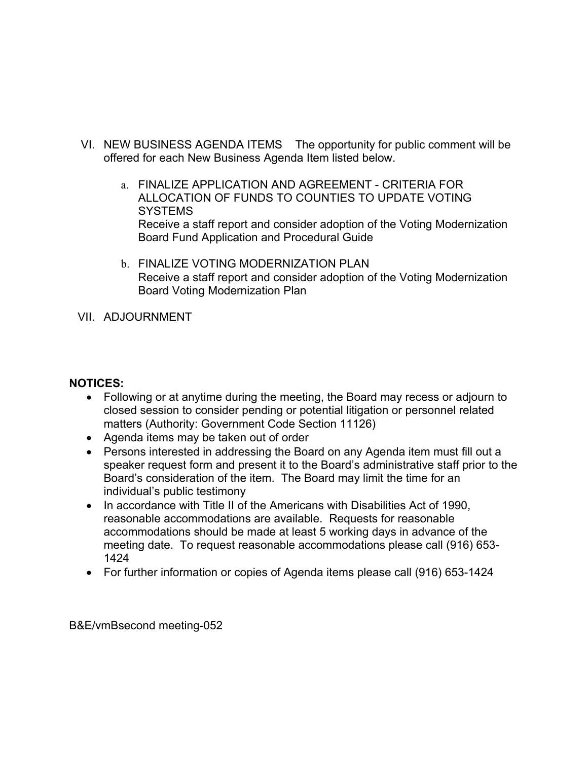VI. NEW BUSINESS AGENDA ITEMS  The opportunity for public comment will be offered for each New Business Agenda Item listed below.

   a. FINALIZE APPLICATION AND AGREEMENT - CRITERIA FOR ALLOCATION OF FUNDS TO COUNTIES TO UPDATE VOTING SYSTEMS
      Receive a staff report and consider adoption of the Voting Modernization Board Fund Application and Procedural Guide

   b. FINALIZE VOTING MODERNIZATION PLAN
      Receive a staff report and consider adoption of the Voting Modernization Board Voting Modernization Plan

VII. ADJOURNMENT

**NOTICES:**

- Following or at anytime during the meeting, the Board may recess or adjourn to closed session to consider pending or potential litigation or personnel related matters (Authority: Government Code Section 11126)
- Agenda items may be taken out of order
- Persons interested in addressing the Board on any Agenda item must fill out a speaker request form and present it to the Board's administrative staff prior to the Board's consideration of the item. The Board may limit the time for an individual's public testimony
- In accordance with Title II of the Americans with Disabilities Act of 1990, reasonable accommodations are available. Requests for reasonable accommodations should be made at least 5 working days in advance of the meeting date. To request reasonable accommodations please call (916) 653-1424
- For further information or copies of Agenda items please call (916) 653-1424

B&E/vmBsecond meeting-052